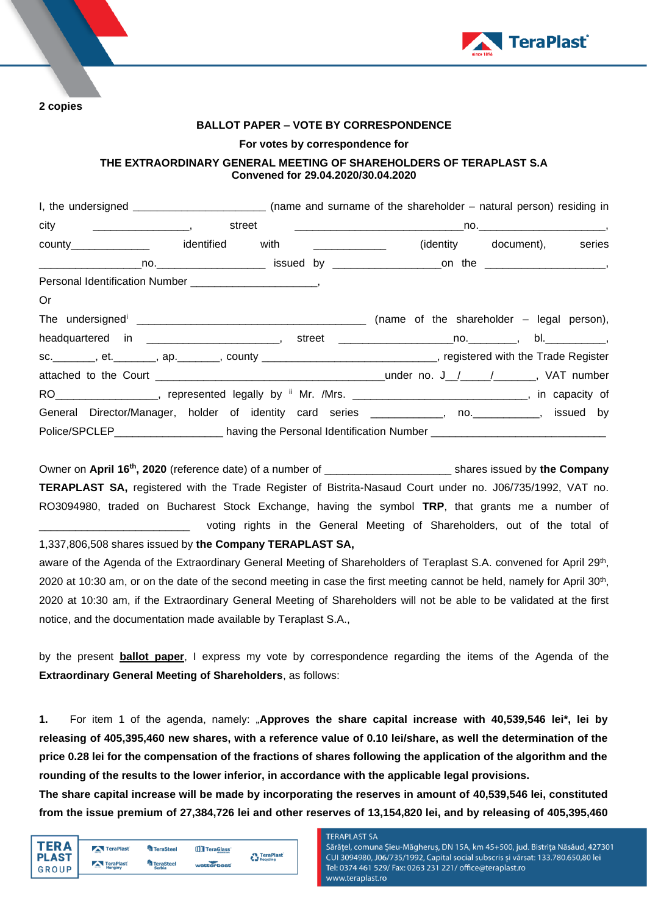**2 copies**

**BALLOT PAPER – VOTE BY CORRESPONDENCE**

**For votes by correspondence for**

**THE EXTRAORDINARY GENERAL MEETING OF SHAREHOLDERS OF TERAPLAST S.A**
**Convened for 29.04.2020/30.04.2020**

I, the undersigned ______________________ (name and surname of the shareholder – natural person) residing in city ________________, street ____________________________no.____________________, county_____________ identified with ____________ (identity document), series _________________no.__________________ issued by __________________on the ____________________, Personal Identification Number ______________________,

Or

The undersigned[i] _______________________________________ (name of the shareholder – legal person), headquartered in ______________________, street ___________________no.________, bl.__________, sc._______, et._______, ap._______, county ______________________________, registered with the Trade Register attached to the Court _____________________________________under no. J__/_____/_______, VAT number RO_________________, represented legally by [ii] Mr. /Mrs. _____________________________, in capacity of General Director/Manager, holder of identity card series ____________, no.___________, issued by Police/SPCLEP__________________ having the Personal Identification Number _____________________________

Owner on **April 16th, 2020** (reference date) of a number of _____________________ shares issued by **the Company TERAPLAST SA,** registered with the Trade Register of Bistrita-Nasaud Court under no. J06/735/1992, VAT no. RO3094980, traded on Bucharest Stock Exchange, having the symbol **TRP**, that grants me a number of _________________________ voting rights in the General Meeting of Shareholders, out of the total of 1,337,806,508 shares issued by **the Company TERAPLAST SA,**

aware of the Agenda of the Extraordinary General Meeting of Shareholders of Teraplast S.A. convened for April 29th, 2020 at 10:30 am, or on the date of the second meeting in case the first meeting cannot be held, namely for April 30th, 2020 at 10:30 am, if the Extraordinary General Meeting of Shareholders will not be able to be validated at the first notice, and the documentation made available by Teraplast S.A.,

by the present **ballot paper**, I express my vote by correspondence regarding the items of the Agenda of the **Extraordinary General Meeting of Shareholders**, as follows:

**1.** For item 1 of the agenda, namely: „**Approves the share capital increase with 40,539,546 lei*, lei by releasing of 405,395,460 new shares, with a reference value of 0.10 lei/share, as well the determination of the price 0.28 lei for the compensation of the fractions of shares following the application of the algorithm and the rounding of the results to the lower inferior, in accordance with the applicable legal provisions.**

**The share capital increase will be made by incorporating the reserves in amount of 40,539,546 lei, constituted from the issue premium of 27,384,726 lei and other reserves of 13,154,820 lei, and by releasing of 405,395,460**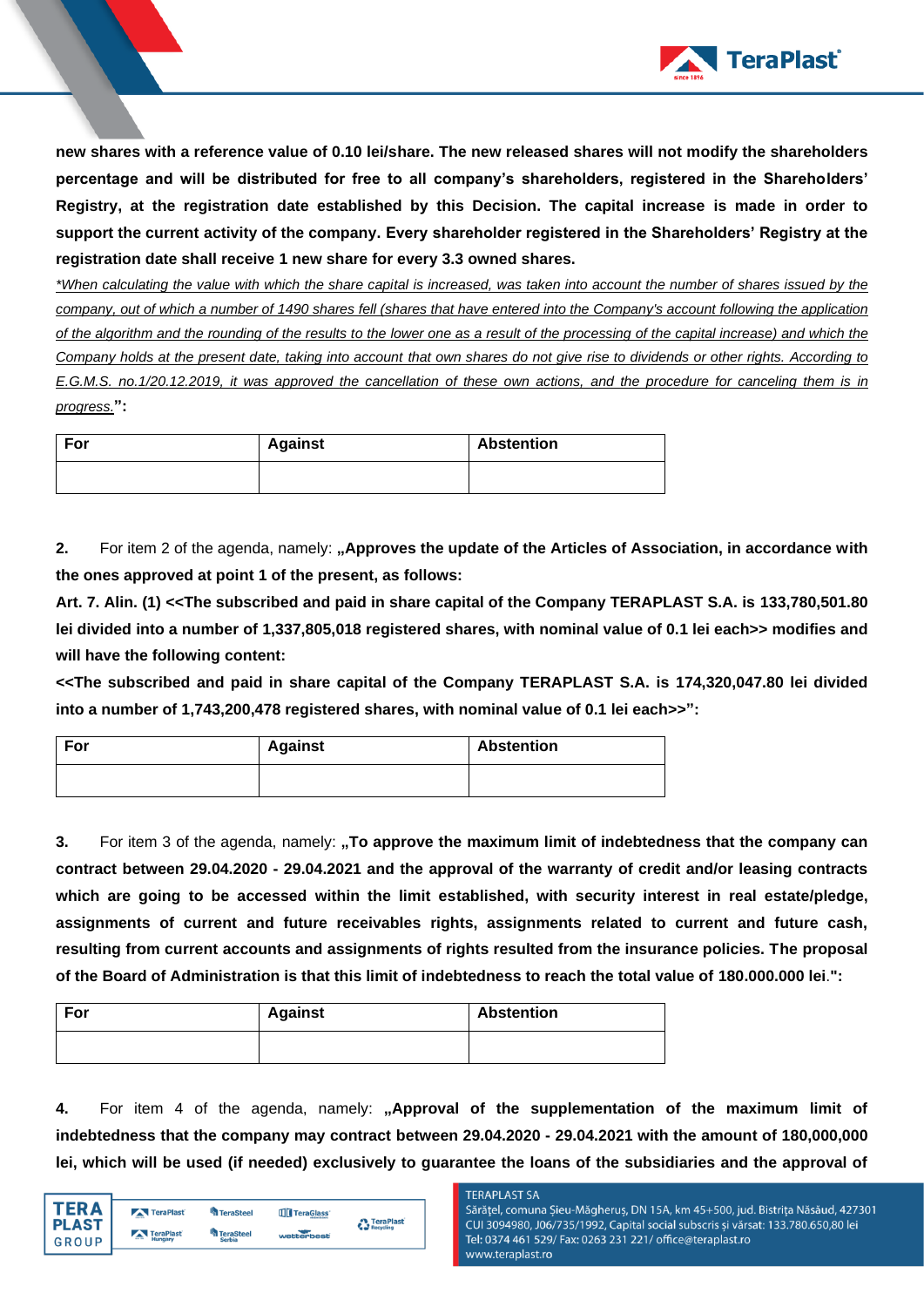**new shares with a reference value of 0.10 lei/share. The new released shares will not modify the shareholders percentage and will be distributed for free to all company's shareholders, registered in the Shareholders' Registry, at the registration date established by this Decision. The capital increase is made in order to support the current activity of the company. Every shareholder registered in the Shareholders' Registry at the registration date shall receive 1 new share for every 3.3 owned shares.**

*<u>*When calculating the value with which the share capital is increased, was taken into account the number of shares issued by the company, out of which a number of 1490 shares fell (shares that have entered into the Company's account following the application of the algorithm and the rounding of the results to the lower one as a result of the processing of the capital increase) and which the Company holds at the present date, taking into account that own shares do not give rise to dividends or other rights. According to E.G.M.S. no.1/20.12.2019, it was approved the cancellation of these own actions, and the procedure for canceling them is in progress.</u>***":**

| For | Against | Abstention |
|---|---|---|
| | | |

**2.** For item 2 of the agenda, namely: **„Approves the update of the Articles of Association, in accordance with the ones approved at point 1 of the present, as follows:**

**Art. 7. Alin. (1) <<The subscribed and paid in share capital of the Company TERAPLAST S.A. is 133,780,501.80 lei divided into a number of 1,337,805,018 registered shares, with nominal value of 0.1 lei each>> modifies and will have the following content:**

**<<The subscribed and paid in share capital of the Company TERAPLAST S.A. is 174,320,047.80 lei divided into a number of 1,743,200,478 registered shares, with nominal value of 0.1 lei each>>":**

| For | Against | Abstention |
|---|---|---|
| | | |

**3.** For item 3 of the agenda, namely: **„To approve the maximum limit of indebtedness that the company can contract between 29.04.2020 - 29.04.2021 and the approval of the warranty of credit and/or leasing contracts which are going to be accessed within the limit established, with security interest in real estate/pledge, assignments of current and future receivables rights, assignments related to current and future cash, resulting from current accounts and assignments of rights resulted from the insurance policies. The proposal of the Board of Administration is that this limit of indebtedness to reach the total value of 180.000.000 lei.":**

| For | Against | Abstention |
|---|---|---|
| | | |

**4.** For item 4 of the agenda, namely: **„Approval of the supplementation of the maximum limit of indebtedness that the company may contract between 29.04.2020 - 29.04.2021 with the amount of 180,000,000 lei, which will be used (if needed) exclusively to guarantee the loans of the subsidiaries and the approval of**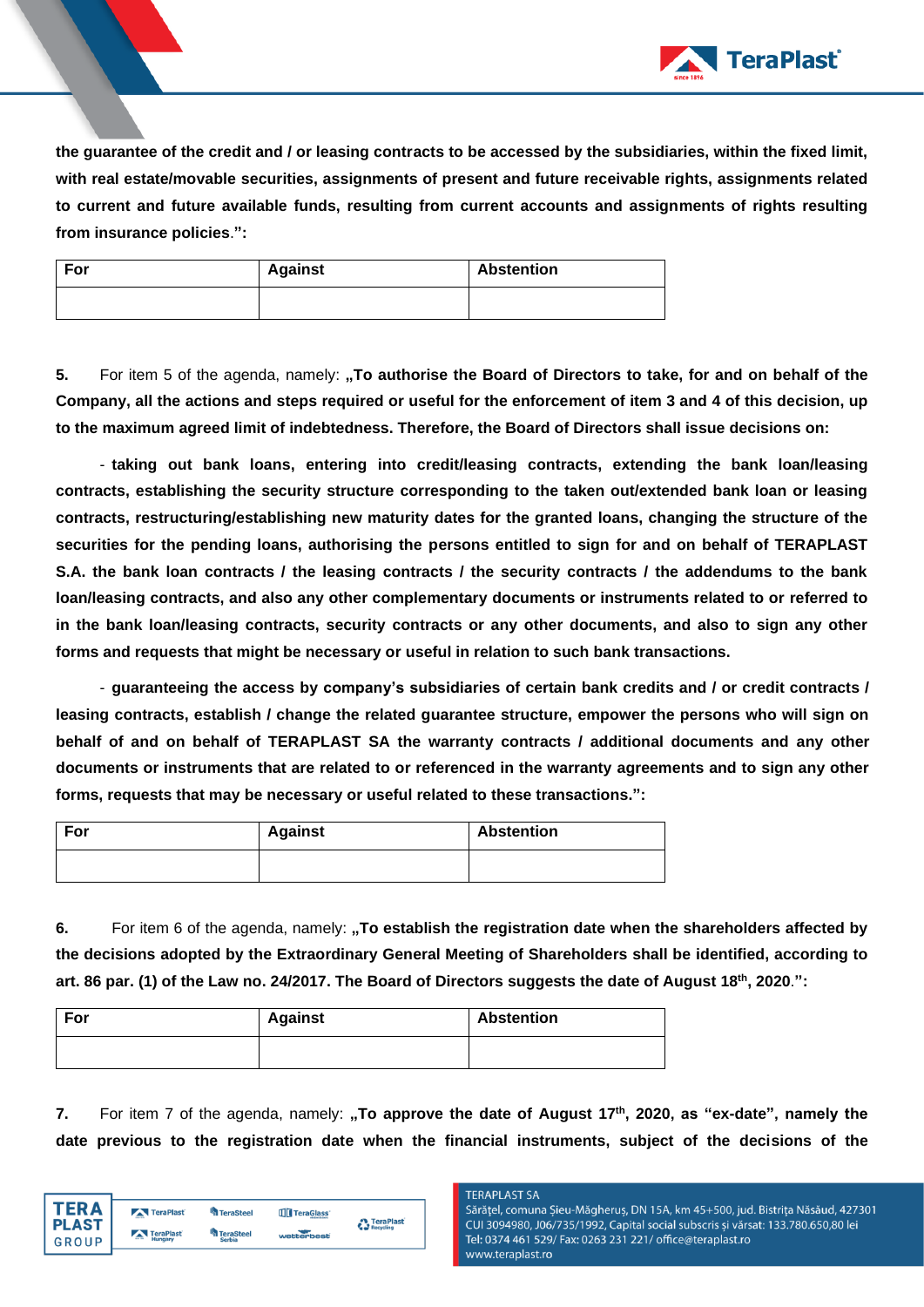**the guarantee of the credit and / or leasing contracts to be accessed by the subsidiaries, within the fixed limit, with real estate/movable securities, assignments of present and future receivable rights, assignments related to current and future available funds, resulting from current accounts and assignments of rights resulting from insurance policies.":**

| For | Against | Abstention |
|---|---|---|
| | | |

**5.** For item 5 of the agenda, namely: **„To authorise the Board of Directors to take, for and on behalf of the Company, all the actions and steps required or useful for the enforcement of item 3 and 4 of this decision, up to the maximum agreed limit of indebtedness. Therefore, the Board of Directors shall issue decisions on:**

- **taking out bank loans, entering into credit/leasing contracts, extending the bank loan/leasing contracts, establishing the security structure corresponding to the taken out/extended bank loan or leasing contracts, restructuring/establishing new maturity dates for the granted loans, changing the structure of the securities for the pending loans, authorising the persons entitled to sign for and on behalf of TERAPLAST S.A. the bank loan contracts / the leasing contracts / the security contracts / the addendums to the bank loan/leasing contracts, and also any other complementary documents or instruments related to or referred to in the bank loan/leasing contracts, security contracts or any other documents, and also to sign any other forms and requests that might be necessary or useful in relation to such bank transactions.**

- **guaranteeing the access by company's subsidiaries of certain bank credits and / or credit contracts / leasing contracts, establish / change the related guarantee structure, empower the persons who will sign on behalf of and on behalf of TERAPLAST SA the warranty contracts / additional documents and any other documents or instruments that are related to or referenced in the warranty agreements and to sign any other forms, requests that may be necessary or useful related to these transactions.":**

| For | Against | Abstention |
|---|---|---|
| | | |

**6.** For item 6 of the agenda, namely: **„To establish the registration date when the shareholders affected by the decisions adopted by the Extraordinary General Meeting of Shareholders shall be identified, according to art. 86 par. (1) of the Law no. 24/2017. The Board of Directors suggests the date of August 18th, 2020.":**

| For | Against | Abstention |
|---|---|---|
| | | |

**7.** For item 7 of the agenda, namely: **„To approve the date of August 17th, 2020, as "ex-date", namely the date previous to the registration date when the financial instruments, subject of the decisions of the**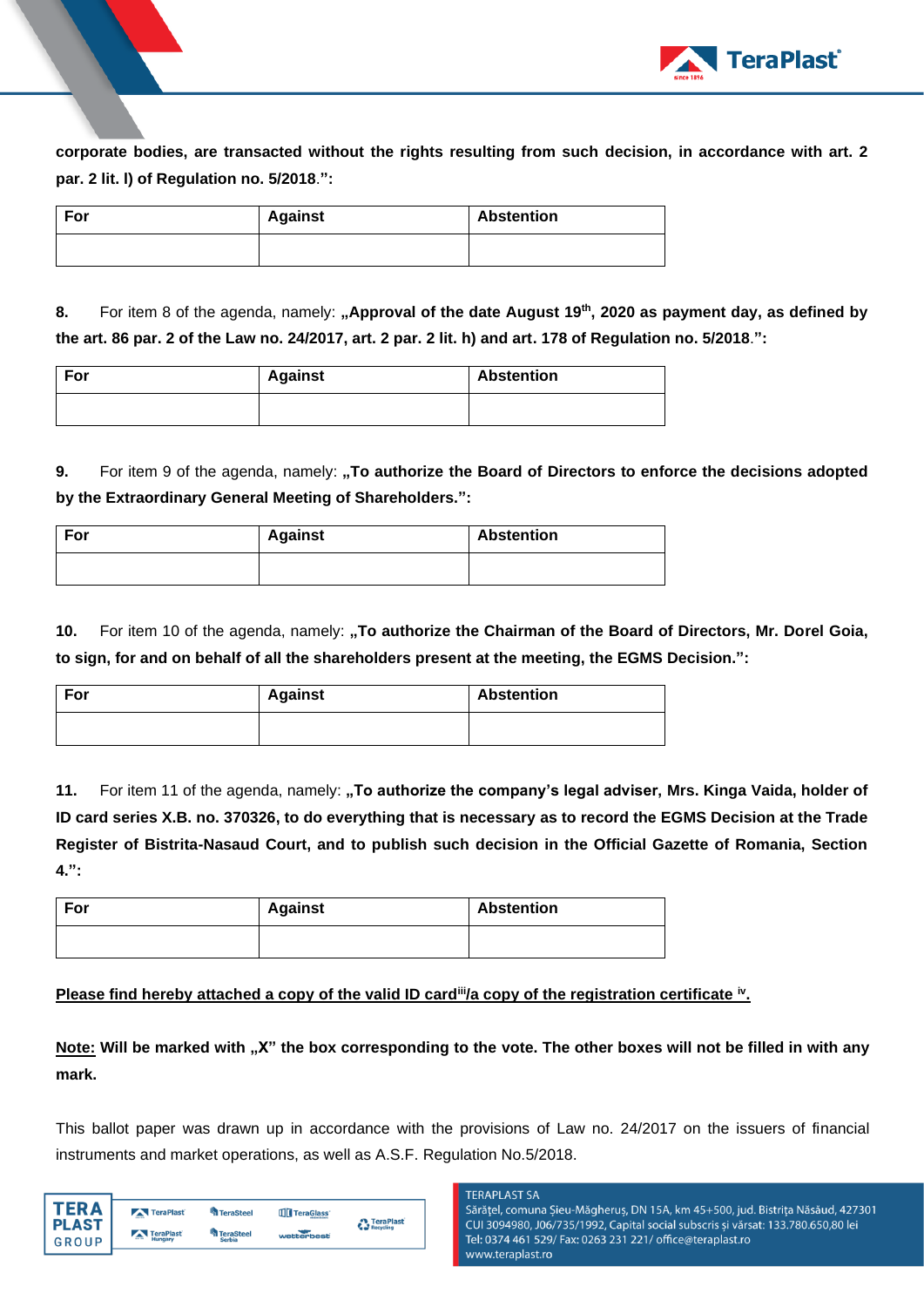**corporate bodies, are transacted without the rights resulting from such decision, in accordance with art. 2 par. 2 lit. l) of Regulation no. 5/2018.":**

| For | Against | Abstention |
|---|---|---|
| | | |

**8.** For item 8 of the agenda, namely: **„Approval of the date August 19th, 2020 as payment day, as defined by the art. 86 par. 2 of the Law no. 24/2017, art. 2 par. 2 lit. h) and art. 178 of Regulation no. 5/2018.":**

| For | Against | Abstention |
|---|---|---|
| | | |

**9.** For item 9 of the agenda, namely: **„To authorize the Board of Directors to enforce the decisions adopted by the Extraordinary General Meeting of Shareholders.":**

| For | Against | Abstention |
|---|---|---|
| | | |

**10.** For item 10 of the agenda, namely: **„To authorize the Chairman of the Board of Directors, Mr. Dorel Goia, to sign, for and on behalf of all the shareholders present at the meeting, the EGMS Decision.":**

| For | Against | Abstention |
|---|---|---|
| | | |

**11.** For item 11 of the agenda, namely: **„To authorize the company's legal adviser, Mrs. Kinga Vaida, holder of ID card series X.B. no. 370326, to do everything that is necessary as to record the EGMS Decision at the Trade Register of Bistrita-Nasaud Court, and to publish such decision in the Official Gazette of Romania, Section 4.":**

| For | Against | Abstention |
|---|---|---|
| | | |

**Please find hereby attached a copy of the valid ID card[iii]/a copy of the registration certificate [iv].**

**Note: Will be marked with „X" the box corresponding to the vote. The other boxes will not be filled in with any mark.**

This ballot paper was drawn up in accordance with the provisions of Law no. 24/2017 on the issuers of financial instruments and market operations, as well as A.S.F. Regulation No.5/2018.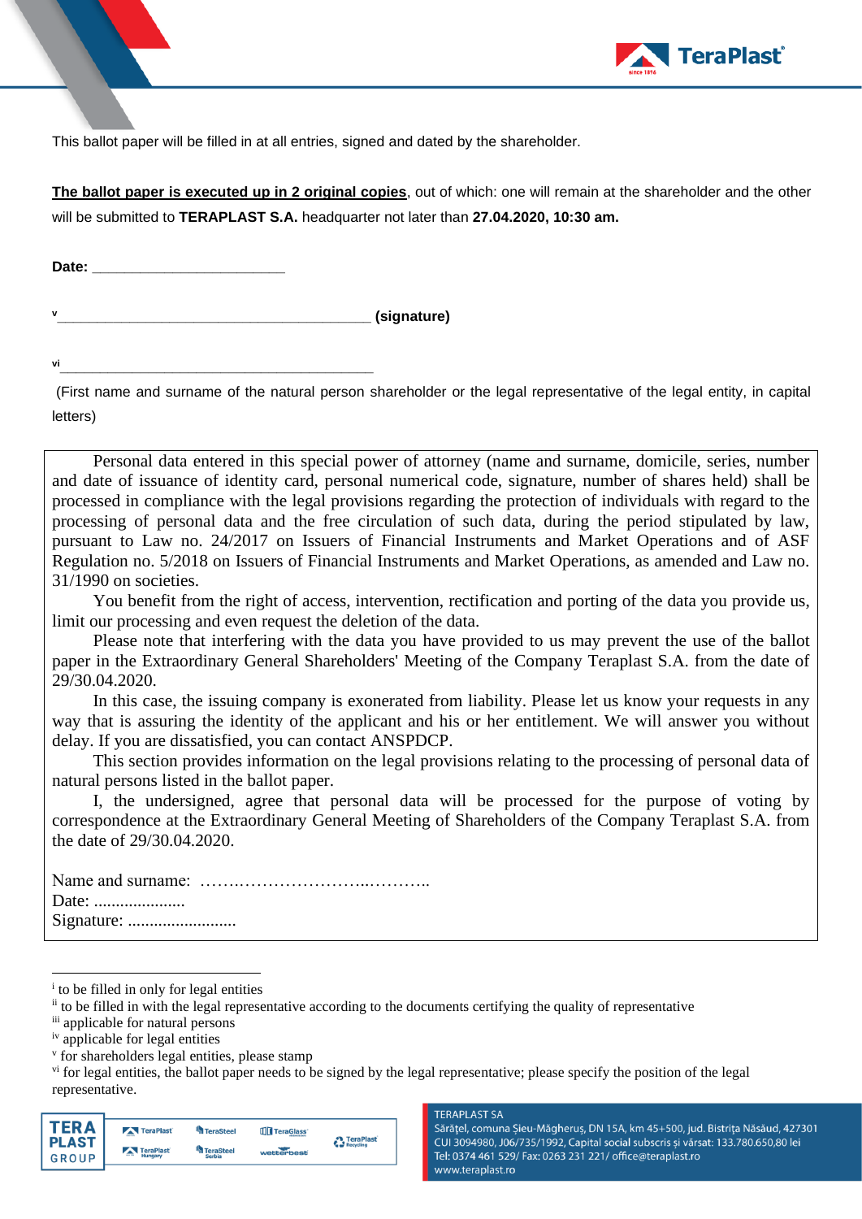This ballot paper will be filled in at all entries, signed and dated by the shareholder.

**The ballot paper is executed up in 2 original copies**, out of which: one will remain at the shareholder and the other will be submitted to **TERAPLAST S.A.** headquarter not later than **27.04.2020, 10:30 am.**

**Date:** ________________________

[v]________________________________________ **(signature)**

[vi]________________________________________

(First name and surname of the natural person shareholder or the legal representative of the legal entity, in capital letters)

Personal data entered in this special power of attorney (name and surname, domicile, series, number and date of issuance of identity card, personal numerical code, signature, number of shares held) shall be processed in compliance with the legal provisions regarding the protection of individuals with regard to the processing of personal data and the free circulation of such data, during the period stipulated by law, pursuant to Law no. 24/2017 on Issuers of Financial Instruments and Market Operations and of ASF Regulation no. 5/2018 on Issuers of Financial Instruments and Market Operations, as amended and Law no. 31/1990 on societies.

You benefit from the right of access, intervention, rectification and porting of the data you provide us, limit our processing and even request the deletion of the data.

Please note that interfering with the data you have provided to us may prevent the use of the ballot paper in the Extraordinary General Shareholders' Meeting of the Company Teraplast S.A. from the date of 29/30.04.2020.

In this case, the issuing company is exonerated from liability. Please let us know your requests in any way that is assuring the identity of the applicant and his or her entitlement. We will answer you without delay. If you are dissatisfied, you can contact ANSPDCP.

This section provides information on the legal provisions relating to the processing of personal data of natural persons listed in the ballot paper.

I, the undersigned, agree that personal data will be processed for the purpose of voting by correspondence at the Extraordinary General Meeting of Shareholders of the Company Teraplast S.A. from the date of 29/30.04.2020.

Name and surname: …….…………………..………..
Date: .....................
Signature: .........................

---

[i] to be filled in only for legal entities
[ii] to be filled in with the legal representative according to the documents certifying the quality of representative
[iii] applicable for natural persons
[iv] applicable for legal entities
[v] for shareholders legal entities, please stamp
[vi] for legal entities, the ballot paper needs to be signed by the legal representative; please specify the position of the legal representative.